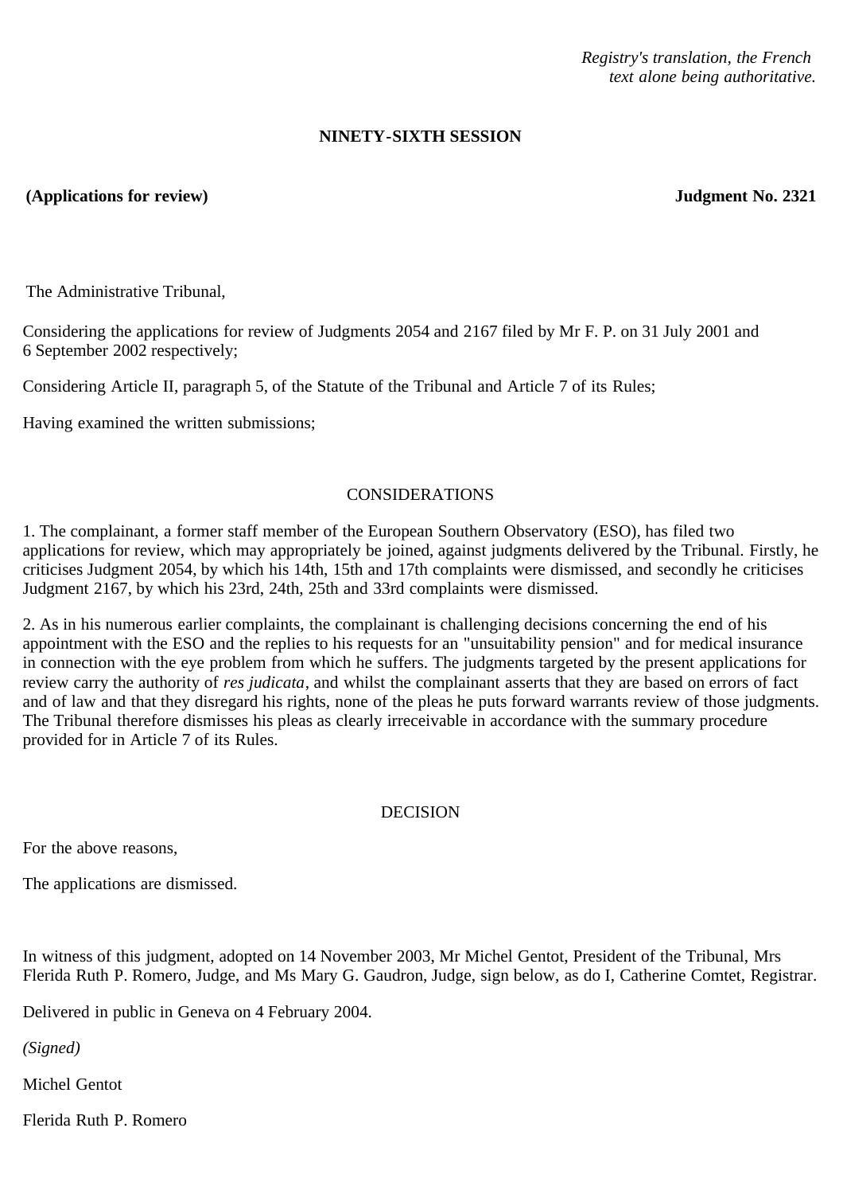*Registry's translation, the French text alone being authoritative.*

**NINETY-SIXTH SESSION**

**(Applications for review)** **Judgment No. 2321**

The Administrative Tribunal,

Considering the applications for review of Judgments 2054 and 2167 filed by Mr F. P. on 31 July 2001 and 6 September 2002 respectively;

Considering Article II, paragraph 5, of the Statute of the Tribunal and Article 7 of its Rules;

Having examined the written submissions;

CONSIDERATIONS

1. The complainant, a former staff member of the European Southern Observatory (ESO), has filed two applications for review, which may appropriately be joined, against judgments delivered by the Tribunal. Firstly, he criticises Judgment 2054, by which his 14th, 15th and 17th complaints were dismissed, and secondly he criticises Judgment 2167, by which his 23rd, 24th, 25th and 33rd complaints were dismissed.

2. As in his numerous earlier complaints, the complainant is challenging decisions concerning the end of his appointment with the ESO and the replies to his requests for an "unsuitability pension" and for medical insurance in connection with the eye problem from which he suffers. The judgments targeted by the present applications for review carry the authority of *res judicata*, and whilst the complainant asserts that they are based on errors of fact and of law and that they disregard his rights, none of the pleas he puts forward warrants review of those judgments. The Tribunal therefore dismisses his pleas as clearly irreceivable in accordance with the summary procedure provided for in Article 7 of its Rules.

DECISION

For the above reasons,

The applications are dismissed.

In witness of this judgment, adopted on 14 November 2003, Mr Michel Gentot, President of the Tribunal, Mrs Flerida Ruth P. Romero, Judge, and Ms Mary G. Gaudron, Judge, sign below, as do I, Catherine Comtet, Registrar.

Delivered in public in Geneva on 4 February 2004.

*(Signed)*

Michel Gentot

Flerida Ruth P. Romero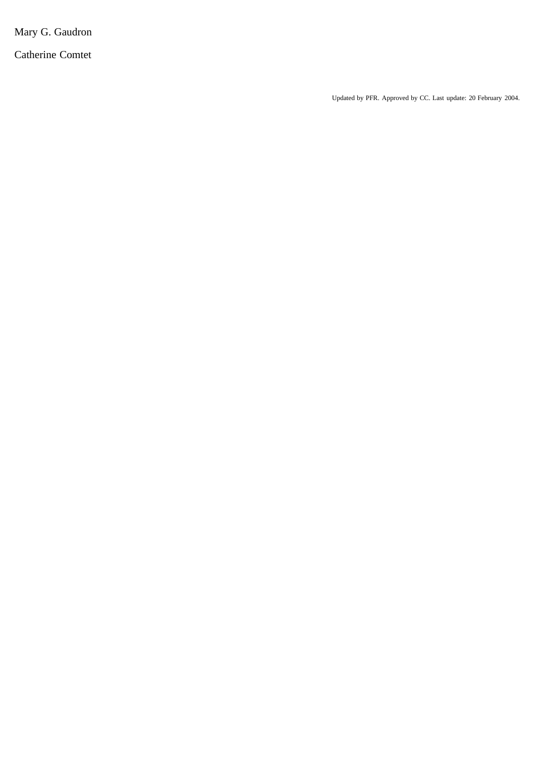Mary G. Gaudron

Catherine Comtet

Updated by PFR. Approved by CC. Last update: 20 February 2004.